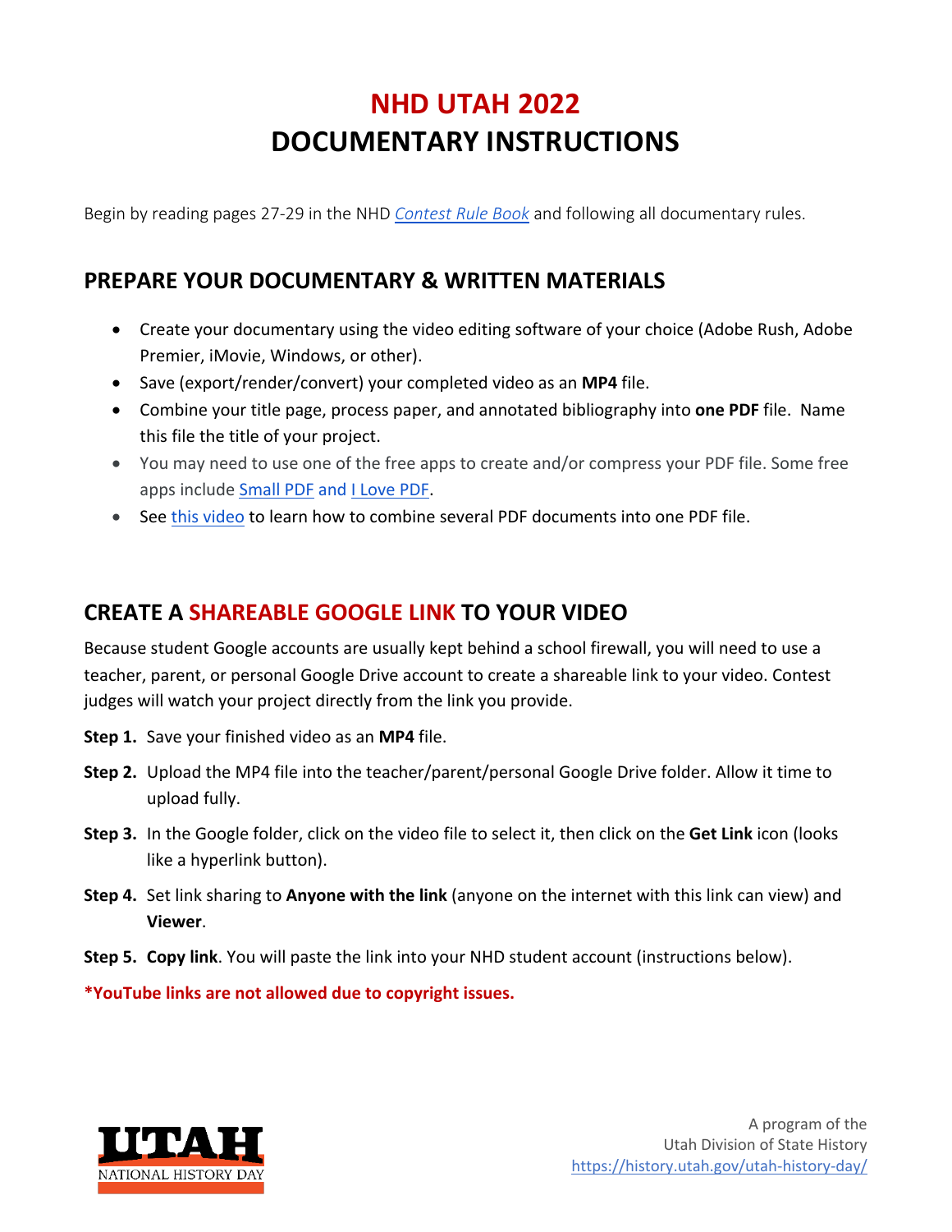# NHD UTAH 2022
# DOCUMENTARY INSTRUCTIONS

Begin by reading pages 27-29 in the NHD *Contest Rule Book* and following all documentary rules.

## PREPARE YOUR DOCUMENTARY & WRITTEN MATERIALS

- Create your documentary using the video editing software of your choice (Adobe Rush, Adobe Premier, iMovie, Windows, or other).
- Save (export/render/convert) your completed video as an **MP4** file.
- Combine your title page, process paper, and annotated bibliography into **one PDF** file. Name this file the title of your project.
- You may need to use one of the free apps to create and/or compress your PDF file. Some free apps include Small PDF and I Love PDF.
- See this video to learn how to combine several PDF documents into one PDF file.

## CREATE A SHAREABLE GOOGLE LINK TO YOUR VIDEO

Because student Google accounts are usually kept behind a school firewall, you will need to use a teacher, parent, or personal Google Drive account to create a shareable link to your video. Contest judges will watch your project directly from the link you provide.

**Step 1.** Save your finished video as an **MP4** file.

**Step 2.** Upload the MP4 file into the teacher/parent/personal Google Drive folder. Allow it time to upload fully.

**Step 3.** In the Google folder, click on the video file to select it, then click on the **Get Link** icon (looks like a hyperlink button).

**Step 4.** Set link sharing to **Anyone with the link** (anyone on the internet with this link can view) and **Viewer**.

**Step 5.** **Copy link**. You will paste the link into your NHD student account (instructions below).

**\*YouTube links are not allowed due to copyright issues.**

UTAH NATIONAL HISTORY DAY

A program of the
Utah Division of State History
https://history.utah.gov/utah-history-day/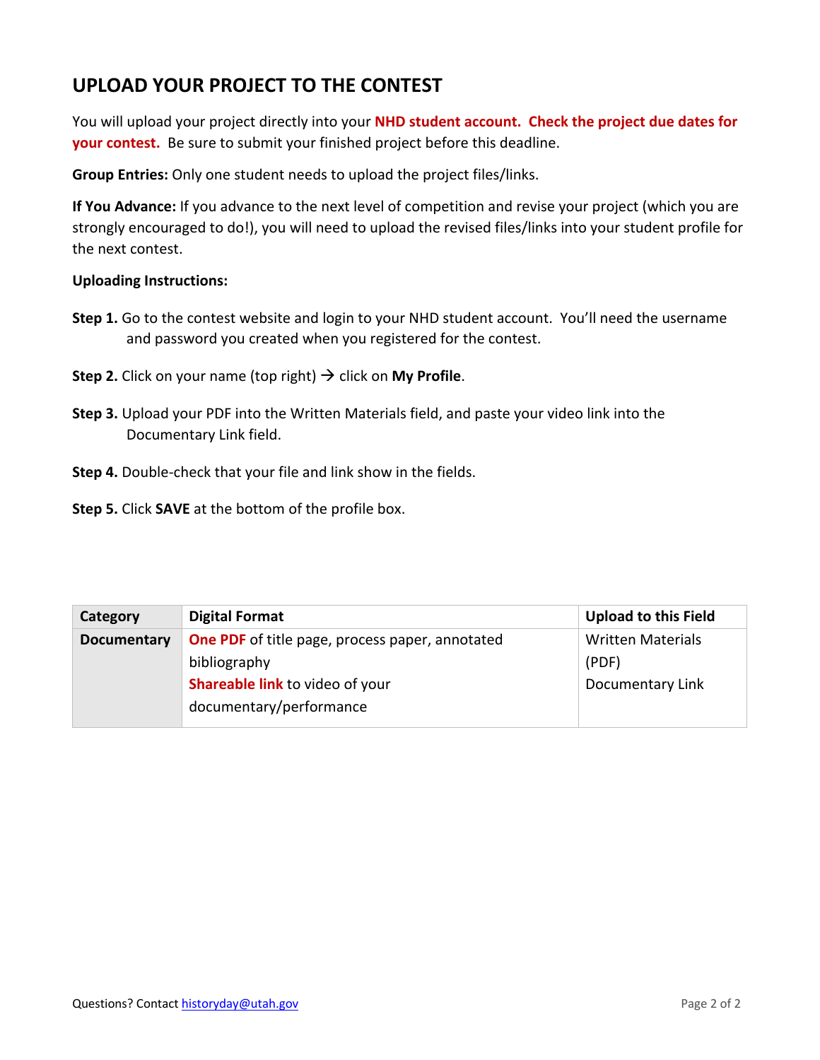## UPLOAD YOUR PROJECT TO THE CONTEST

You will upload your project directly into your **NHD student account. Check the project due dates for your contest.** Be sure to submit your finished project before this deadline.

**Group Entries:** Only one student needs to upload the project files/links.

**If You Advance:** If you advance to the next level of competition and revise your project (which you are strongly encouraged to do!), you will need to upload the revised files/links into your student profile for the next contest.

**Uploading Instructions:**

**Step 1.** Go to the contest website and login to your NHD student account. You'll need the username and password you created when you registered for the contest.

**Step 2.** Click on your name (top right) → click on **My Profile**.

**Step 3.** Upload your PDF into the Written Materials field, and paste your video link into the Documentary Link field.

**Step 4.** Double-check that your file and link show in the fields.

**Step 5.** Click **SAVE** at the bottom of the profile box.

| Category | Digital Format | Upload to this Field |
|---|---|---|
| **Documentary** | **One PDF** of title page, process paper, annotated bibliography<br>**Shareable link** to video of your documentary/performance | Written Materials (PDF)<br>Documentary Link |

Questions? Contact historyday@utah.gov